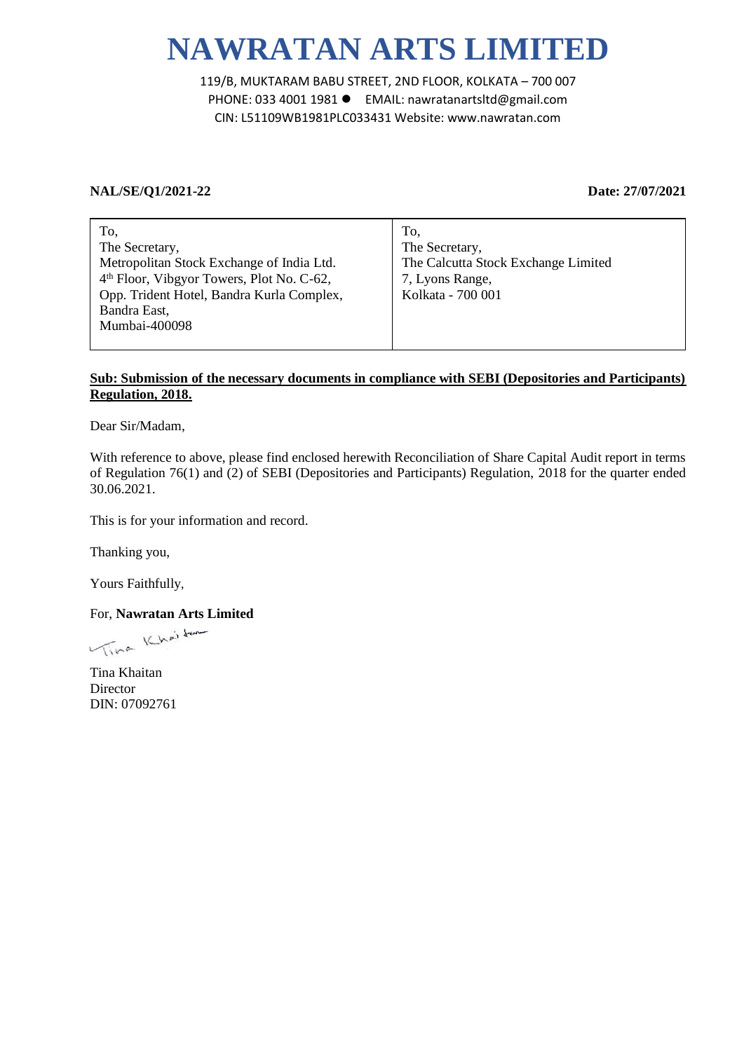# NAWRATAN ARTS LIMITED

119/B, MUKTARAM BABU STREET, 2ND FLOOR, KOLKATA – 700 007
PHONE: 033 4001 1981 ● EMAIL: nawratanartsltd@gmail.com
CIN: L51109WB1981PLC033431 Website: www.nawratan.com

**NAL/SE/Q1/2021-22** **Date: 27/07/2021**

| To,<br>The Secretary,<br>Metropolitan Stock Exchange of India Ltd.<br>4th Floor, Vibgyor Towers, Plot No. C-62,<br>Opp. Trident Hotel, Bandra Kurla Complex,<br>Bandra East,<br>Mumbai-400098 | To,<br>The Secretary,<br>The Calcutta Stock Exchange Limited<br>7, Lyons Range,<br>Kolkata - 700 001 |
|---|---|

**Sub: Submission of the necessary documents in compliance with SEBI (Depositories and Participants) Regulation, 2018.**

Dear Sir/Madam,

With reference to above, please find enclosed herewith Reconciliation of Share Capital Audit report in terms of Regulation 76(1) and (2) of SEBI (Depositories and Participants) Regulation, 2018 for the quarter ended 30.06.2021.

This is for your information and record.

Thanking you,

Yours Faithfully,

For, **Nawratan Arts Limited**

Tina Khaitan
Director
DIN: 07092761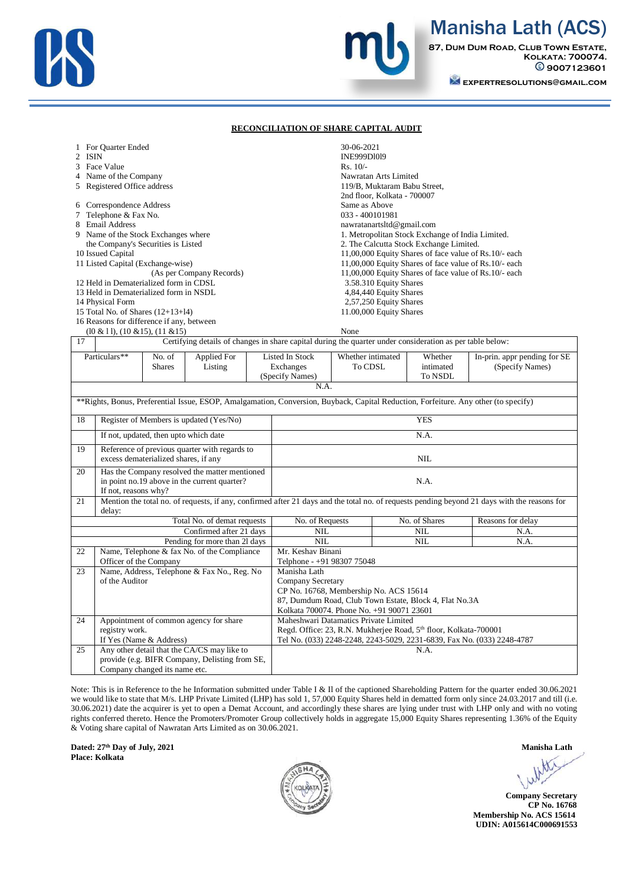Manisha Lath (ACS)

87, Dum Dum Road, Club Town Estate,
Kolkata: 700074.
9007123601
expertresolutions@gmail.com

## RECONCILIATION OF SHARE CAPITAL AUDIT

| | | |
|---|---|---|
| 1 | For Quarter Ended | 30-06-2021 |
| 2 | ISIN | INE999Dl0l9 |
| 3 | Face Value | Rs. 10/- |
| 4 | Name of the Company | Nawratan Arts Limited |
| 5 | Registered Office address | 119/B, Muktaram Babu Street, 2nd floor, Kolkata - 700007 |
| 6 | Correspondence Address | Same as Above |
| 7 | Telephone & Fax No. | 033 - 400101981 |
| 8 | Email Address | nawratanartsltd@gmail.com |
| 9 | Name of the Stock Exchanges where the Company's Securities is Listed | 1. Metropolitan Stock Exchange of India Limited. 2. The Calcutta Stock Exchange Limited. |
| 10 | Issued Capital | 11,00,000 Equity Shares of face value of Rs.10/- each |
| 11 | Listed Capital (Exchange-wise) | 11,00,000 Equity Shares of face value of Rs.10/- each |
| | (As per Company Records) | 11,00,000 Equity Shares of face value of Rs.10/- each |
| 12 | Held in Dematerialized form in CDSL | 3.58.310 Equity Shares |
| 13 | Held in Dematerialized form in NSDL | 4,84,440 Equity Shares |
| 14 | Physical Form | 2,57,250 Equity Shares |
| 15 | Total No. of Shares (12+13+l4) | 11.00,000 Equity Shares |
| 16 | Reasons for difference if any, between (l0 & l l), (10 &15), (11 &15) | None |

17 Certifying details of changes in share capital during the quarter under consideration as per table below:

| Particulars** | No. of Shares | Applied For Listing | Listed In Stock Exchanges (Specify Names) | Whether intimated To CDSL | Whether intimated To NSDL | In-prin. appr pending for SE (Specify Names) |
|---|---|---|---|---|---|---|
| N.A. | | | | | | |

**Rights, Bonus, Preferential Issue, ESOP, Amalgamation, Conversion, Buyback, Capital Reduction, Forfeiture. Any other (to specify)

| | | |
|---|---|---|
| 18 | Register of Members is updated (Yes/No) | YES |
| | If not, updated, then upto which date | N.A. |
| 19 | Reference of previous quarter with regards to excess dematerialized shares, if any | NIL |
| 20 | Has the Company resolved the matter mentioned in point no.19 above in the current quarter? If not, reasons why? | N.A. |
| 21 | Mention the total no. of requests, if any, confirmed after 21 days and the total no. of requests pending beyond 21 days with the reasons for delay: | |

| Total No. of demat requests | No. of Requests | No. of Shares | Reasons for delay |
|---|---|---|---|
| Confirmed after 21 days | NIL | NIL | N.A. |
| Pending for more than 2l days | NIL | NIL | N.A. |

| | | |
|---|---|---|
| 22 | Name, Telephone & fax No. of the Compliance Officer of the Company | Mr. Keshav Binani<br>Telphone - +91 98307 75048 |
| 23 | Name, Address, Telephone & Fax No., Reg. No of the Auditor | Manisha Lath<br>Company Secretary<br>CP No. 16768, Membership No. ACS 15614<br>87, Dumdum Road, Club Town Estate, Block 4, Flat No.3A<br>Kolkata 700074. Phone No. +91 90071 23601 |
| 24 | Appointment of common agency for share registry work.<br>If Yes (Name & Address) | Maheshwari Datamatics Private Limited<br>Regd. Office: 23, R.N. Mukherjee Road, 5th floor, Kolkata-700001<br>Tel No. (033) 2248-2248, 2243-5029, 2231-6839, Fax No. (033) 2248-4787 |
| 25 | Any other detail that the CA/CS may like to provide (e.g. BIFR Company, Delisting from SE, Company changed its name etc. | N.A. |

Note: This is in Reference to the he Information submitted under Table I & II of the captioned Shareholding Pattern for the quarter ended 30.06.2021 we would like to state that M/s. LHP Private Limited (LHP) has sold 1, 57,000 Equity Shares held in dematted form only since 24.03.2017 and till (i.e. 30.06.2021) date the acquirer is yet to open a Demat Account, and accordingly these shares are lying under trust with LHP only and with no voting rights conferred thereto. Hence the Promoters/Promoter Group collectively holds in aggregate 15,000 Equity Shares representing 1.36% of the Equity & Voting share capital of Nawratan Arts Limited as on 30.06.2021.

**Dated: 27th Day of July, 2021**
**Place: Kolkata**

**Manisha Lath**

**Company Secretary**
**CP No. 16768**
**Membership No. ACS 15614**
**UDIN: A015614C000691553**